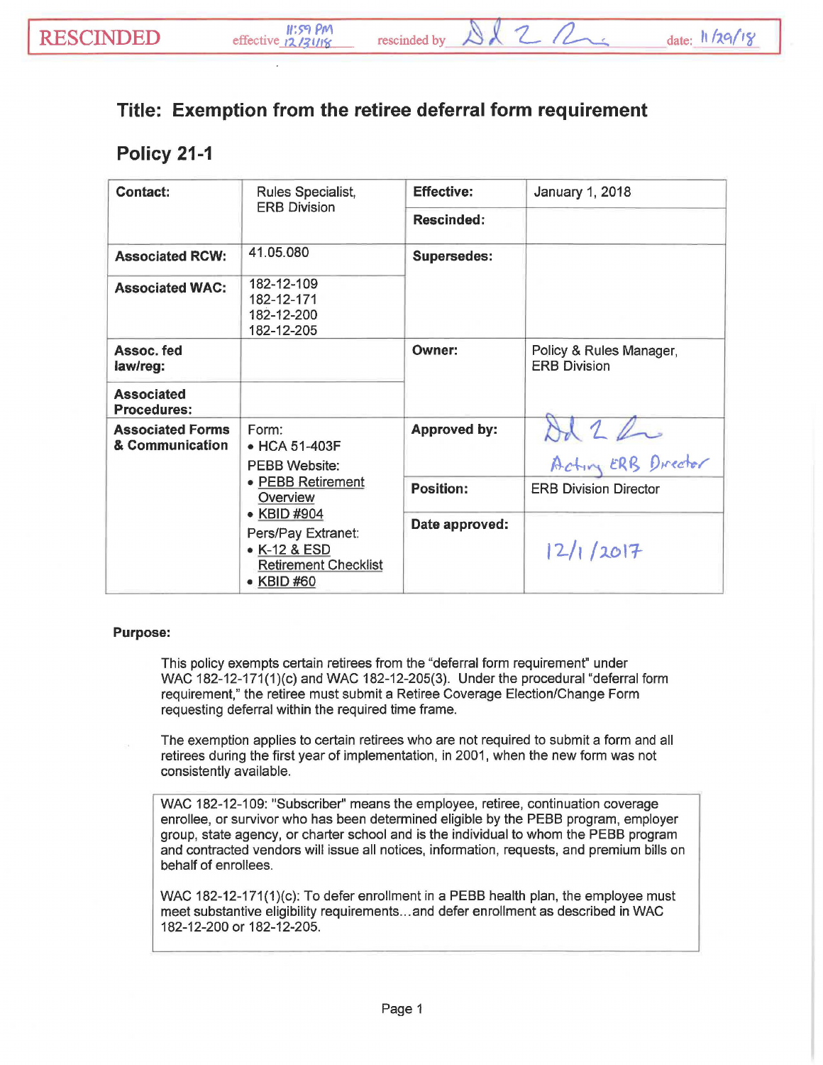RESCINDED effective 11:59 PM 12/31/18 rescinded by [signature] date: 11/29/18

## Title: Exemption from the retiree deferral form requirement

## Policy 21-1

| **Contact:** | Rules Specialist, ERB Division | **Effective:** | January 1, 2018 |
|---|---|---|---|
| | | **Rescinded:** | |
| **Associated RCW:** | 41.05.080 | **Supersedes:** | |
| **Associated WAC:** | 182-12-109<br>182-12-171<br>182-12-200<br>182-12-205 | | |
| **Assoc. fed law/reg:** | | **Owner:** | Policy & Rules Manager, ERB Division |
| **Associated Procedures:** | | | |
| **Associated Forms & Communication** | Form:<br>• HCA 51-403F<br>PEBB Website:<br>• PEBB Retirement Overview<br>• KBID #904<br>Pers/Pay Extranet:<br>• K-12 & ESD Retirement Checklist<br>• KBID #60 | **Approved by:** | [signature] Acting ERB Director |
| | | **Position:** | ERB Division Director |
| | | **Date approved:** | 12/1/2017 |

**Purpose:**

This policy exempts certain retirees from the "deferral form requirement" under WAC 182-12-171(1)(c) and WAC 182-12-205(3). Under the procedural "deferral form requirement," the retiree must submit a Retiree Coverage Election/Change Form requesting deferral within the required time frame.

The exemption applies to certain retirees who are not required to submit a form and all retirees during the first year of implementation, in 2001, when the new form was not consistently available.

> WAC 182-12-109: "Subscriber" means the employee, retiree, continuation coverage enrollee, or survivor who has been determined eligible by the PEBB program, employer group, state agency, or charter school and is the individual to whom the PEBB program and contracted vendors will issue all notices, information, requests, and premium bills on behalf of enrollees.
>
> WAC 182-12-171(1)(c): To defer enrollment in a PEBB health plan, the employee must meet substantive eligibility requirements…and defer enrollment as described in WAC 182-12-200 or 182-12-205.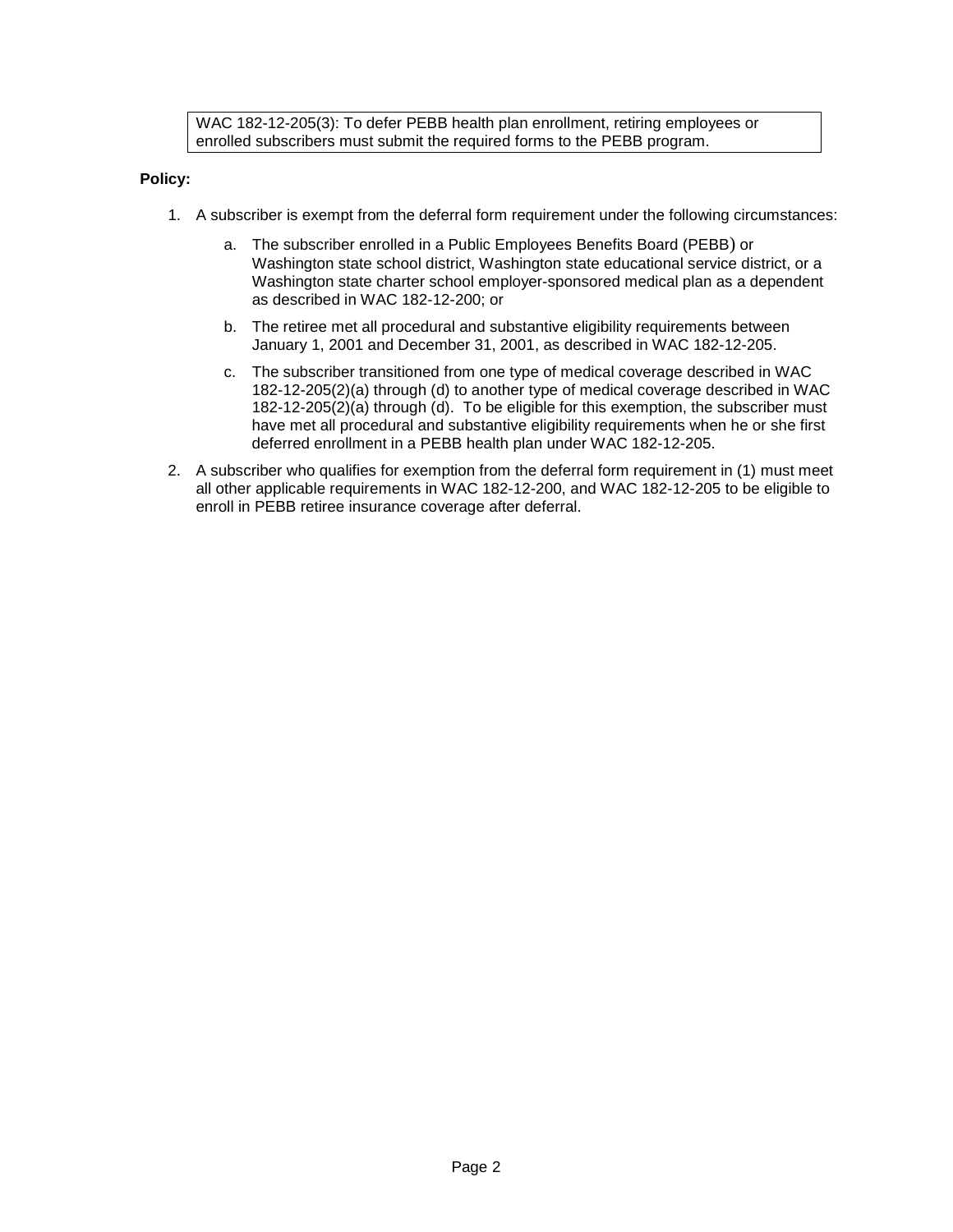WAC 182-12-205(3): To defer PEBB health plan enrollment, retiring employees or enrolled subscribers must submit the required forms to the PEBB program.

**Policy:**

1. A subscriber is exempt from the deferral form requirement under the following circumstances:

   a. The subscriber enrolled in a Public Employees Benefits Board (PEBB) or Washington state school district, Washington state educational service district, or a Washington state charter school employer-sponsored medical plan as a dependent as described in WAC 182-12-200; or

   b. The retiree met all procedural and substantive eligibility requirements between January 1, 2001 and December 31, 2001, as described in WAC 182-12-205.

   c. The subscriber transitioned from one type of medical coverage described in WAC 182-12-205(2)(a) through (d) to another type of medical coverage described in WAC 182-12-205(2)(a) through (d). To be eligible for this exemption, the subscriber must have met all procedural and substantive eligibility requirements when he or she first deferred enrollment in a PEBB health plan under WAC 182-12-205.

2. A subscriber who qualifies for exemption from the deferral form requirement in (1) must meet all other applicable requirements in WAC 182-12-200, and WAC 182-12-205 to be eligible to enroll in PEBB retiree insurance coverage after deferral.